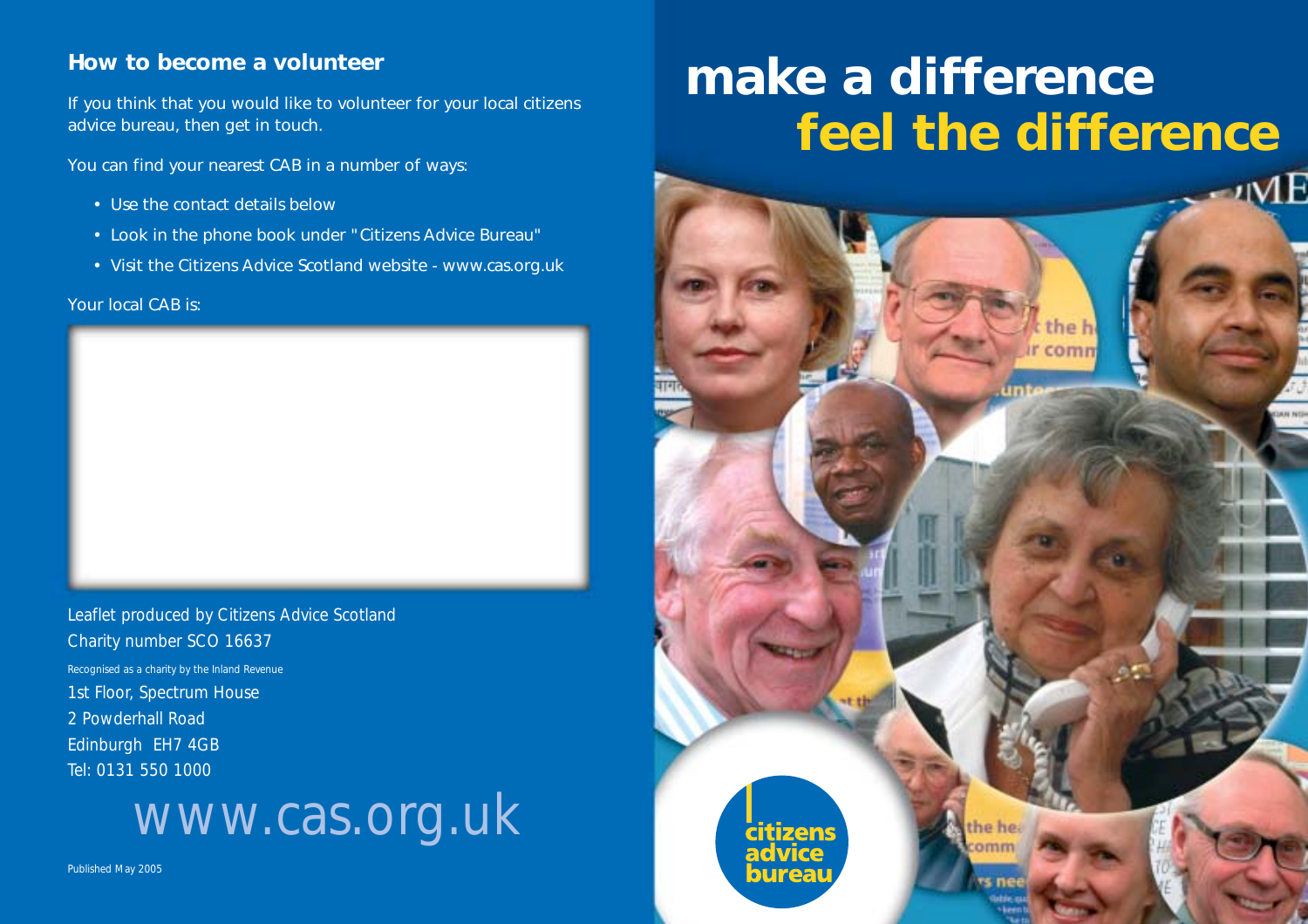## How to become a volunteer

If you think that you would like to volunteer for your local citizens advice bureau, then get in touch.

You can find your nearest CAB in a number of ways:

- Use the contact details below
- Look in the phone book under "Citizens Advice Bureau"
- Visit the Citizens Advice Scotland website - www.cas.org.uk

Your local CAB is:

Leaflet produced by Citizens Advice Scotland
Charity number SCO 16637
Recognised as a charity by the Inland Revenue
1st Floor, Spectrum House
2 Powderhall Road
Edinburgh EH7 4GB
Tel: 0131 550 1000

www.cas.org.uk

Published May 2005

# make a difference
# feel the difference

citizens advice bureau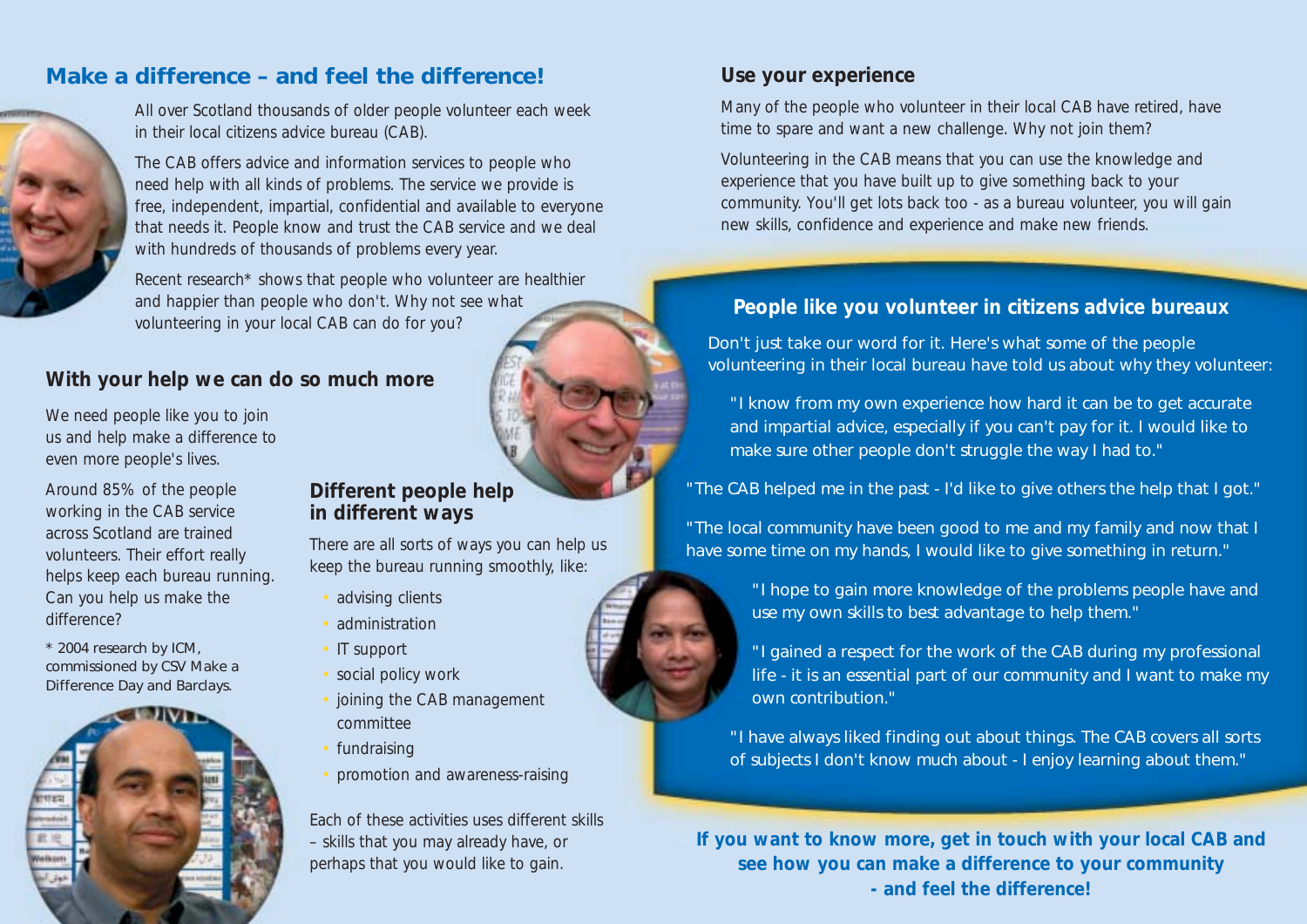## Make a difference – and feel the difference!

All over Scotland thousands of older people volunteer each week in their local citizens advice bureau (CAB).

The CAB offers advice and information services to people who need help with all kinds of problems. The service we provide is free, independent, impartial, confidential and available to everyone that needs it. People know and trust the CAB service and we deal with hundreds of thousands of problems every year.

Recent research* shows that people who volunteer are healthier and happier than people who don't. Why not see what volunteering in your local CAB can do for you?

### With your help we can do so much more

We need people like you to join us and help make a difference to even more people's lives.

Around 85% of the people working in the CAB service across Scotland are trained volunteers. Their effort really helps keep each bureau running. Can you help us make the difference?

* 2004 research by ICM, commissioned by CSV Make a Difference Day and Barclays.

### Different people help in different ways

There are all sorts of ways you can help us keep the bureau running smoothly, like:

- advising clients
- administration
- IT support
- social policy work
- joining the CAB management committee
- fundraising
- promotion and awareness-raising

Each of these activities uses different skills – skills that you may already have, or perhaps that you would like to gain.

### Use your experience

Many of the people who volunteer in their local CAB have retired, have time to spare and want a new challenge. Why not join them?

Volunteering in the CAB means that you can use the knowledge and experience that you have built up to give something back to your community. You'll get lots back too - as a bureau volunteer, you will gain new skills, confidence and experience and make new friends.

### People like you volunteer in citizens advice bureaux

Don't just take our word for it. Here's what some of the people volunteering in their local bureau have told us about why they volunteer:

"I know from my own experience how hard it can be to get accurate and impartial advice, especially if you can't pay for it. I would like to make sure other people don't struggle the way I had to."

"The CAB helped me in the past - I'd like to give others the help that I got."

"The local community have been good to me and my family and now that I have some time on my hands, I would like to give something in return."

"I hope to gain more knowledge of the problems people have and use my own skills to best advantage to help them."

"I gained a respect for the work of the CAB during my professional life - it is an essential part of our community and I want to make my own contribution."

"I have always liked finding out about things. The CAB covers all sorts of subjects I don't know much about - I enjoy learning about them."

**If you want to know more, get in touch with your local CAB and see how you can make a difference to your community - and feel the difference!**